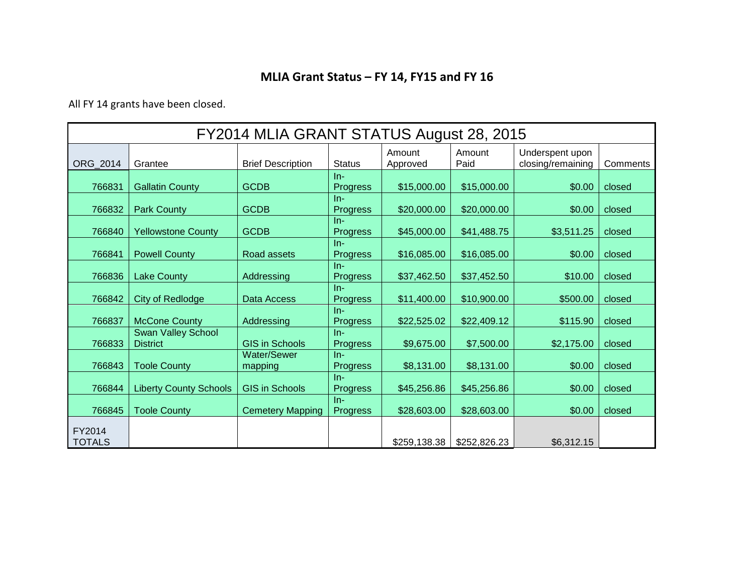# MLIA Grant Status – FY 14, FY15 and FY 16

All FY 14 grants have been closed.

| FY2014 MLIA GRANT STATUS August 28, 2015 | | | | | | | |
|---|---|---|---|---|---|---|---|
| ORG_2014 | Grantee | Brief Description | Status | Amount Approved | Amount Paid | Underspent upon closing/remaining | Comments |
| 766831 | Gallatin County | GCDB | In-Progress | $15,000.00 | $15,000.00 | $0.00 | closed |
| 766832 | Park County | GCDB | In-Progress | $20,000.00 | $20,000.00 | $0.00 | closed |
| 766840 | Yellowstone County | GCDB | In-Progress | $45,000.00 | $41,488.75 | $3,511.25 | closed |
| 766841 | Powell County | Road assets | In-Progress | $16,085.00 | $16,085.00 | $0.00 | closed |
| 766836 | Lake County | Addressing | In-Progress | $37,462.50 | $37,452.50 | $10.00 | closed |
| 766842 | City of Redlodge | Data Access | In-Progress | $11,400.00 | $10,900.00 | $500.00 | closed |
| 766837 | McCone County | Addressing | In-Progress | $22,525.02 | $22,409.12 | $115.90 | closed |
| 766833 | Swan Valley School District | GIS in Schools | In-Progress | $9,675.00 | $7,500.00 | $2,175.00 | closed |
| 766843 | Toole County | Water/Sewer mapping | In-Progress | $8,131.00 | $8,131.00 | $0.00 | closed |
| 766844 | Liberty County Schools | GIS in Schools | In-Progress | $45,256.86 | $45,256.86 | $0.00 | closed |
| 766845 | Toole County | Cemetery Mapping | In-Progress | $28,603.00 | $28,603.00 | $0.00 | closed |
| FY2014 TOTALS | | | | $259,138.38 | $252,826.23 | $6,312.15 | |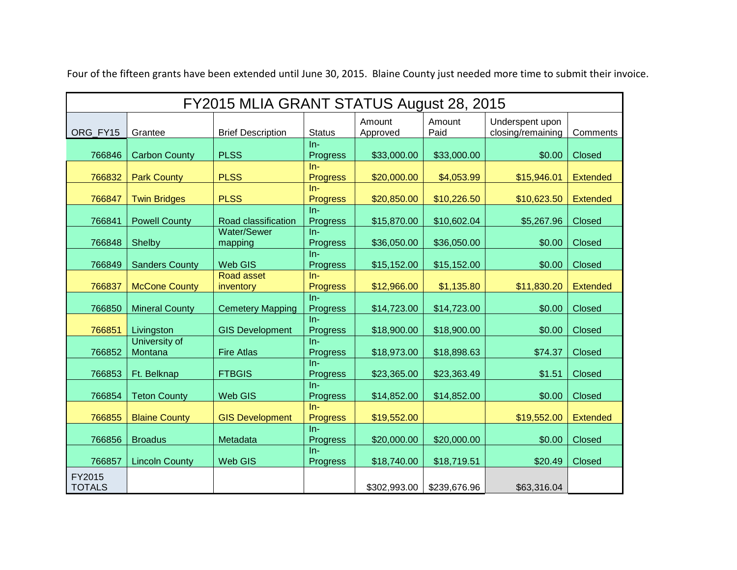Four of the fifteen grants have been extended until June 30, 2015. Blaine County just needed more time to submit their invoice.

| FY2015 MLIA GRANT STATUS August 28, 2015 | | | | | | | |
|---|---|---|---|---|---|---|---|
| ORG_FY15 | Grantee | Brief Description | Status | Amount Approved | Amount Paid | Underspent upon closing/remaining | Comments |
| 766846 | Carbon County | PLSS | In-Progress | $33,000.00 | $33,000.00 | $0.00 | Closed |
| 766832 | Park County | PLSS | In-Progress | $20,000.00 | $4,053.99 | $15,946.01 | Extended |
| 766847 | Twin Bridges | PLSS | In-Progress | $20,850.00 | $10,226.50 | $10,623.50 | Extended |
| 766841 | Powell County | Road classification | In-Progress | $15,870.00 | $10,602.04 | $5,267.96 | Closed |
| 766848 | Shelby | Water/Sewer mapping | In-Progress | $36,050.00 | $36,050.00 | $0.00 | Closed |
| 766849 | Sanders County | Web GIS | In-Progress | $15,152.00 | $15,152.00 | $0.00 | Closed |
| 766837 | McCone County | Road asset inventory | In-Progress | $12,966.00 | $1,135.80 | $11,830.20 | Extended |
| 766850 | Mineral County | Cemetery Mapping | In-Progress | $14,723.00 | $14,723.00 | $0.00 | Closed |
| 766851 | Livingston | GIS Development | In-Progress | $18,900.00 | $18,900.00 | $0.00 | Closed |
| 766852 | University of Montana | Fire Atlas | In-Progress | $18,973.00 | $18,898.63 | $74.37 | Closed |
| 766853 | Ft. Belknap | FTBGIS | In-Progress | $23,365.00 | $23,363.49 | $1.51 | Closed |
| 766854 | Teton County | Web GIS | In-Progress | $14,852.00 | $14,852.00 | $0.00 | Closed |
| 766855 | Blaine County | GIS Development | In-Progress | $19,552.00 | | $19,552.00 | Extended |
| 766856 | Broadus | Metadata | In-Progress | $20,000.00 | $20,000.00 | $0.00 | Closed |
| 766857 | Lincoln County | Web GIS | In-Progress | $18,740.00 | $18,719.51 | $20.49 | Closed |
| FY2015 TOTALS | | | | $302,993.00 | $239,676.96 | $63,316.04 | |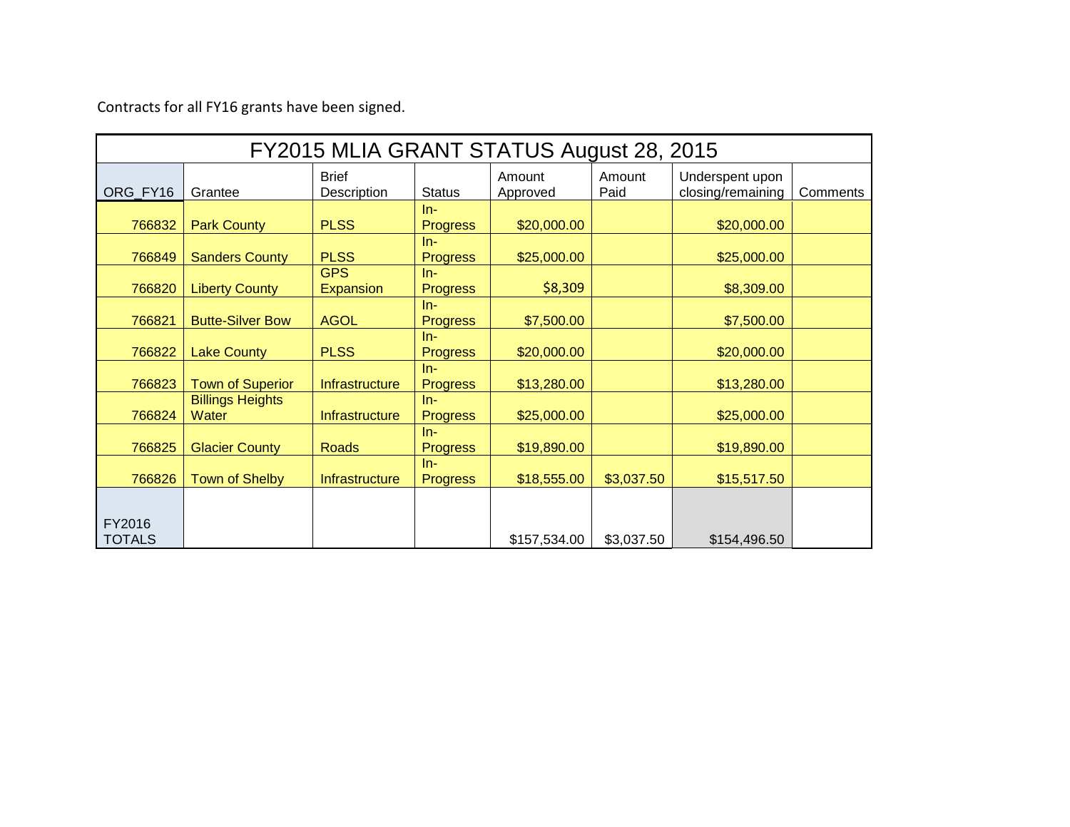Contracts for all FY16 grants have been signed.

| FY2015 MLIA GRANT STATUS August 28, 2015 | | | | | | | |
|---|---|---|---|---|---|---|---|
| ORG_FY16 | Grantee | Brief Description | Status | Amount Approved | Amount Paid | Underspent upon closing/remaining | Comments |
| 766832 | Park County | PLSS | In-Progress | $20,000.00 | | $20,000.00 | |
| 766849 | Sanders County | PLSS | In-Progress | $25,000.00 | | $25,000.00 | |
| 766820 | Liberty County | GPS Expansion | In-Progress | $8,309 | | $8,309.00 | |
| 766821 | Butte-Silver Bow | AGOL | In-Progress | $7,500.00 | | $7,500.00 | |
| 766822 | Lake County | PLSS | In-Progress | $20,000.00 | | $20,000.00 | |
| 766823 | Town of Superior | Infrastructure | In-Progress | $13,280.00 | | $13,280.00 | |
| 766824 | Billings Heights Water | Infrastructure | In-Progress | $25,000.00 | | $25,000.00 | |
| 766825 | Glacier County | Roads | In-Progress | $19,890.00 | | $19,890.00 | |
| 766826 | Town of Shelby | Infrastructure | In-Progress | $18,555.00 | $3,037.50 | $15,517.50 | |
| FY2016 TOTALS | | | | $157,534.00 | $3,037.50 | $154,496.50 | |